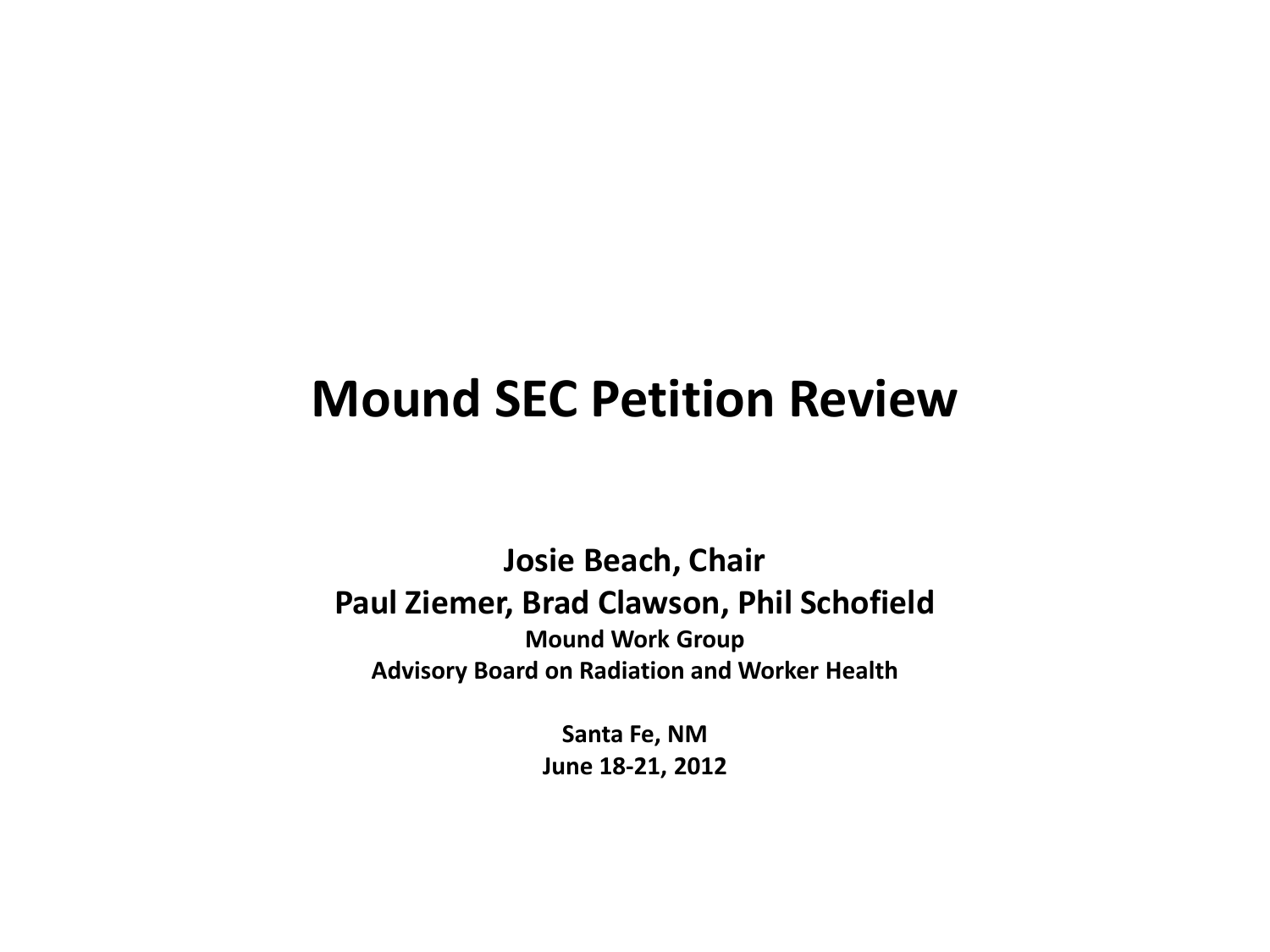# Mound SEC Petition Review

**Josie Beach, Chair**

**Paul Ziemer, Brad Clawson, Phil Schofield**

**Mound Work Group**

**Advisory Board on Radiation and Worker Health**

**Santa Fe, NM**

**June 18-21, 2012**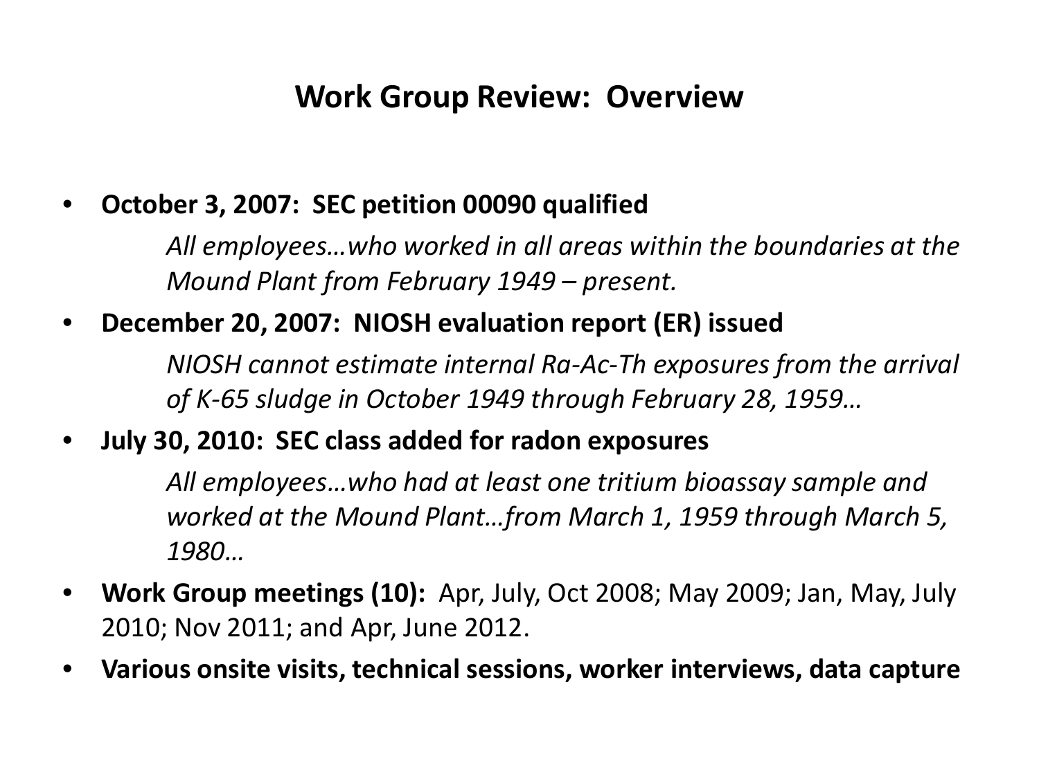## Work Group Review: Overview

- **October 3, 2007: SEC petition 00090 qualified**

  *All employees…who worked in all areas within the boundaries at the Mound Plant from February 1949 – present.*

- **December 20, 2007: NIOSH evaluation report (ER) issued**

  *NIOSH cannot estimate internal Ra-Ac-Th exposures from the arrival of K-65 sludge in October 1949 through February 28, 1959…*

- **July 30, 2010: SEC class added for radon exposures**

  *All employees…who had at least one tritium bioassay sample and worked at the Mound Plant…from March 1, 1959 through March 5, 1980…*

- **Work Group meetings (10):** Apr, July, Oct 2008; May 2009; Jan, May, July 2010; Nov 2011; and Apr, June 2012.
- **Various onsite visits, technical sessions, worker interviews, data capture**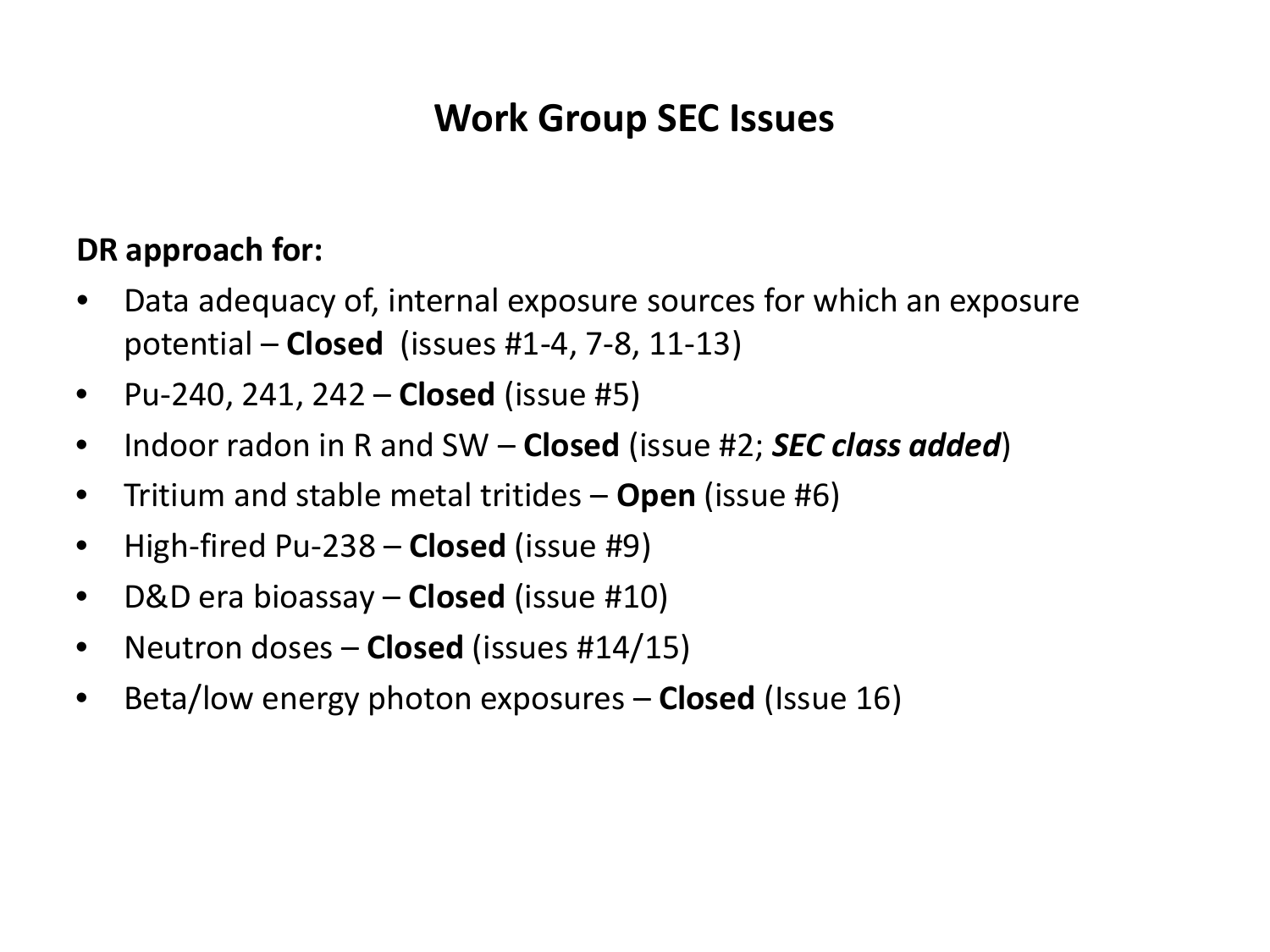# Work Group SEC Issues

**DR approach for:**

- Data adequacy of, internal exposure sources for which an exposure potential – **Closed** (issues #1-4, 7-8, 11-13)
- Pu-240, 241, 242 – **Closed** (issue #5)
- Indoor radon in R and SW – **Closed** (issue #2; ***SEC class added***)
- Tritium and stable metal tritides – **Open** (issue #6)
- High-fired Pu-238 – **Closed** (issue #9)
- D&D era bioassay – **Closed** (issue #10)
- Neutron doses – **Closed** (issues #14/15)
- Beta/low energy photon exposures – **Closed** (Issue 16)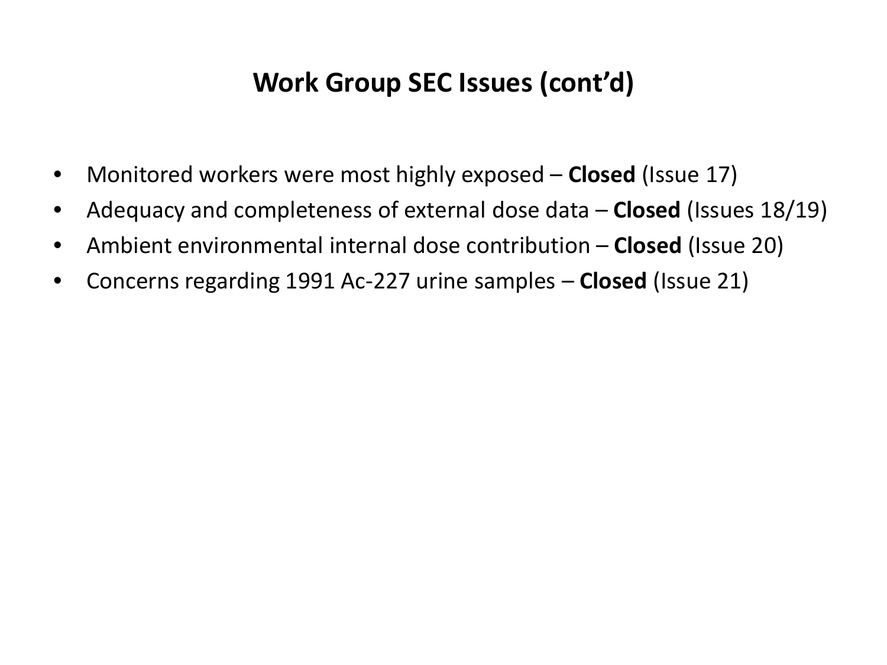# Work Group SEC Issues (cont'd)

- Monitored workers were most highly exposed – **Closed** (Issue 17)
- Adequacy and completeness of external dose data – **Closed** (Issues 18/19)
- Ambient environmental internal dose contribution – **Closed** (Issue 20)
- Concerns regarding 1991 Ac-227 urine samples – **Closed** (Issue 21)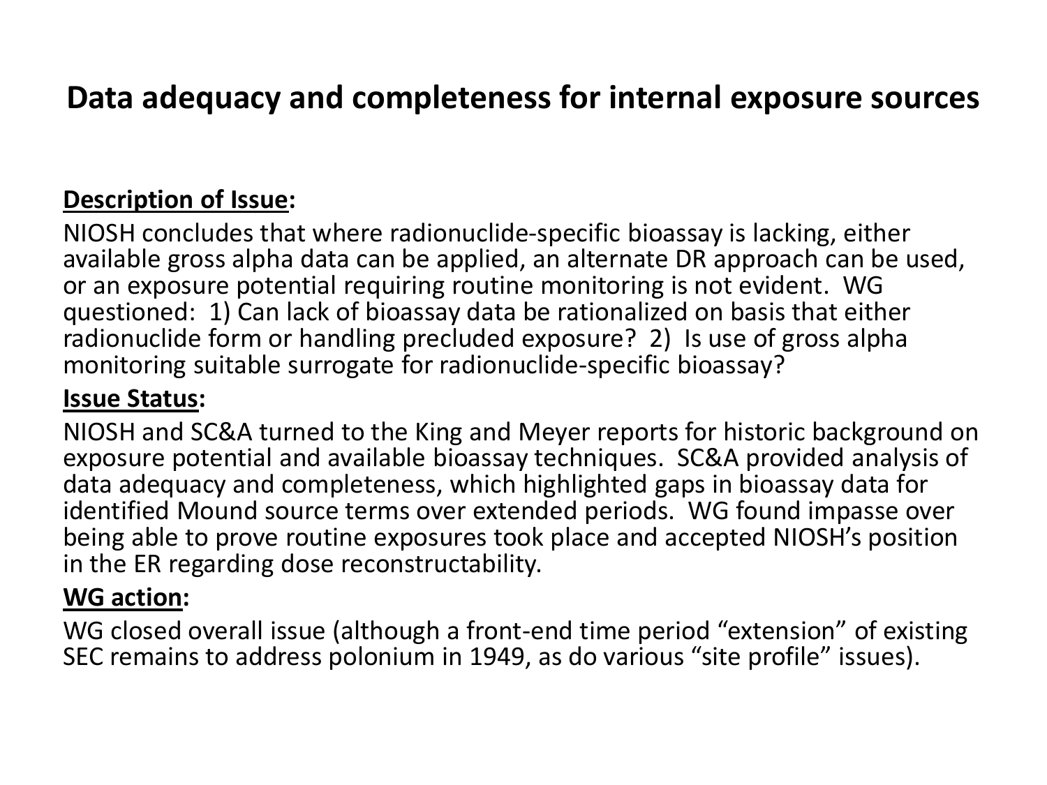# Data adequacy and completeness for internal exposure sources

**Description of Issue:**

NIOSH concludes that where radionuclide-specific bioassay is lacking, either available gross alpha data can be applied, an alternate DR approach can be used, or an exposure potential requiring routine monitoring is not evident. WG questioned: 1) Can lack of bioassay data be rationalized on basis that either radionuclide form or handling precluded exposure? 2) Is use of gross alpha monitoring suitable surrogate for radionuclide-specific bioassay?

**Issue Status:**

NIOSH and SC&A turned to the King and Meyer reports for historic background on exposure potential and available bioassay techniques. SC&A provided analysis of data adequacy and completeness, which highlighted gaps in bioassay data for identified Mound source terms over extended periods. WG found impasse over being able to prove routine exposures took place and accepted NIOSH's position in the ER regarding dose reconstructability.

**WG action:**

WG closed overall issue (although a front-end time period "extension" of existing SEC remains to address polonium in 1949, as do various "site profile" issues).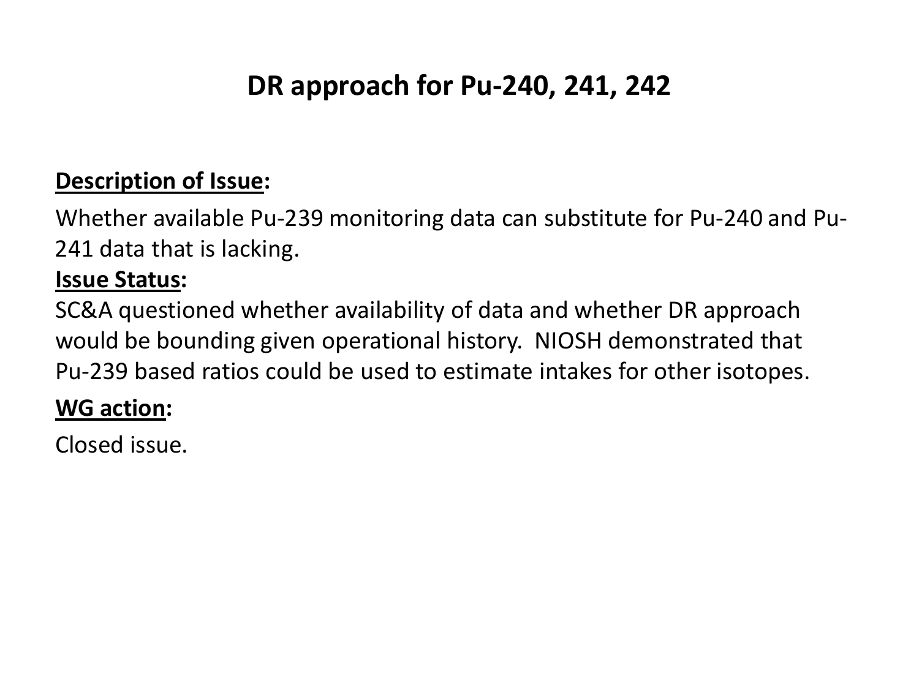# DR approach for Pu-240, 241, 242

**<u>Description of Issue</u>:**

Whether available Pu-239 monitoring data can substitute for Pu-240 and Pu-241 data that is lacking.

**<u>Issue Status</u>:**

SC&A questioned whether availability of data and whether DR approach would be bounding given operational history. NIOSH demonstrated that Pu-239 based ratios could be used to estimate intakes for other isotopes.

**<u>WG action</u>:**

Closed issue.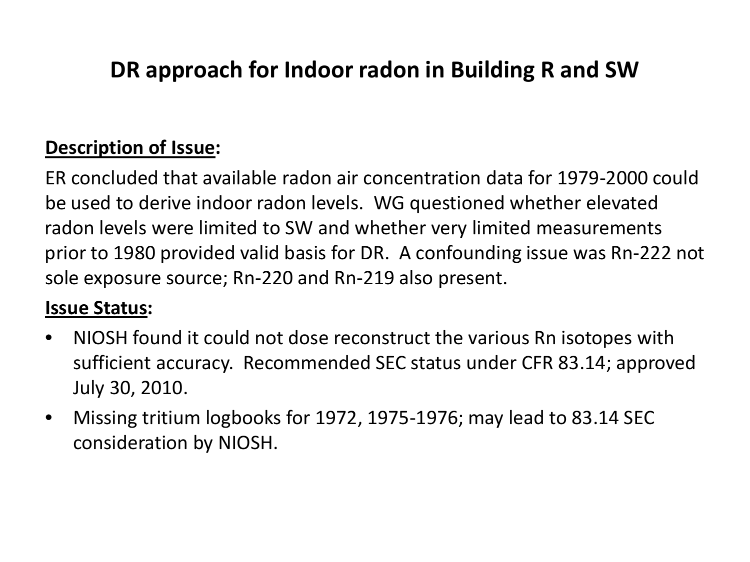# DR approach for Indoor radon in Building R and SW

**Description of Issue:**

ER concluded that available radon air concentration data for 1979-2000 could be used to derive indoor radon levels. WG questioned whether elevated radon levels were limited to SW and whether very limited measurements prior to 1980 provided valid basis for DR. A confounding issue was Rn-222 not sole exposure source; Rn-220 and Rn-219 also present.

**Issue Status:**

- NIOSH found it could not dose reconstruct the various Rn isotopes with sufficient accuracy. Recommended SEC status under CFR 83.14; approved July 30, 2010.
- Missing tritium logbooks for 1972, 1975-1976; may lead to 83.14 SEC consideration by NIOSH.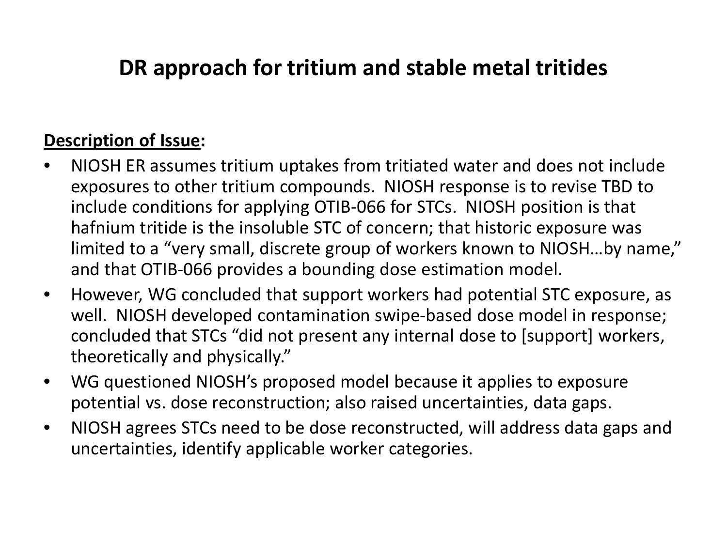# DR approach for tritium and stable metal tritides

**Description of Issue:**

- NIOSH ER assumes tritium uptakes from tritiated water and does not include exposures to other tritium compounds. NIOSH response is to revise TBD to include conditions for applying OTIB-066 for STCs. NIOSH position is that hafnium tritide is the insoluble STC of concern; that historic exposure was limited to a "very small, discrete group of workers known to NIOSH…by name," and that OTIB-066 provides a bounding dose estimation model.
- However, WG concluded that support workers had potential STC exposure, as well. NIOSH developed contamination swipe-based dose model in response; concluded that STCs "did not present any internal dose to [support] workers, theoretically and physically."
- WG questioned NIOSH's proposed model because it applies to exposure potential vs. dose reconstruction; also raised uncertainties, data gaps.
- NIOSH agrees STCs need to be dose reconstructed, will address data gaps and uncertainties, identify applicable worker categories.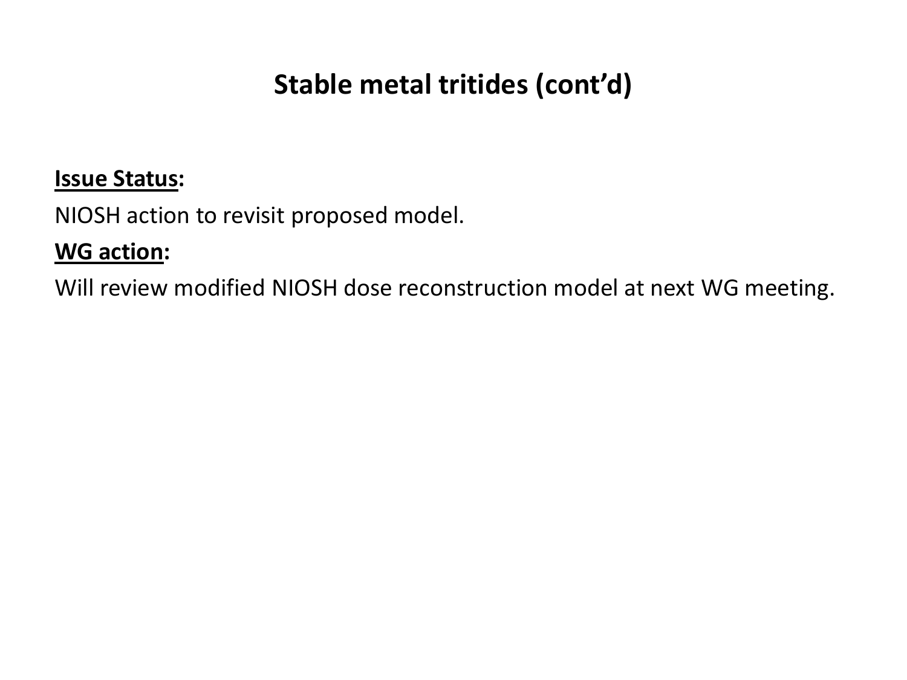# Stable metal tritides (cont'd)

**Issue Status:**

NIOSH action to revisit proposed model.

**WG action:**

Will review modified NIOSH dose reconstruction model at next WG meeting.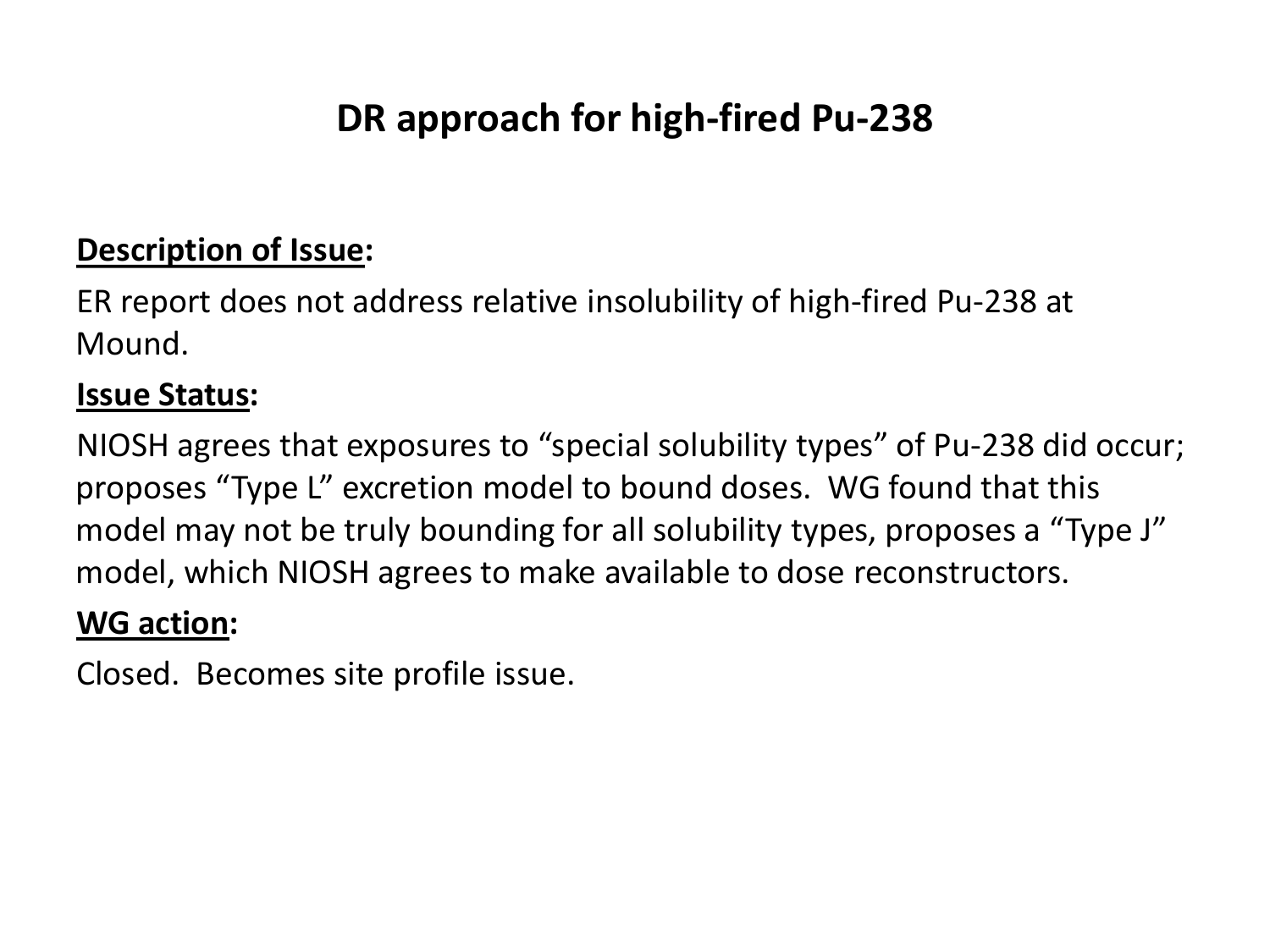# DR approach for high-fired Pu-238

**Description of Issue:**

ER report does not address relative insolubility of high-fired Pu-238 at Mound.

**Issue Status:**

NIOSH agrees that exposures to “special solubility types” of Pu-238 did occur; proposes “Type L” excretion model to bound doses. WG found that this model may not be truly bounding for all solubility types, proposes a “Type J” model, which NIOSH agrees to make available to dose reconstructors.

**WG action:**

Closed. Becomes site profile issue.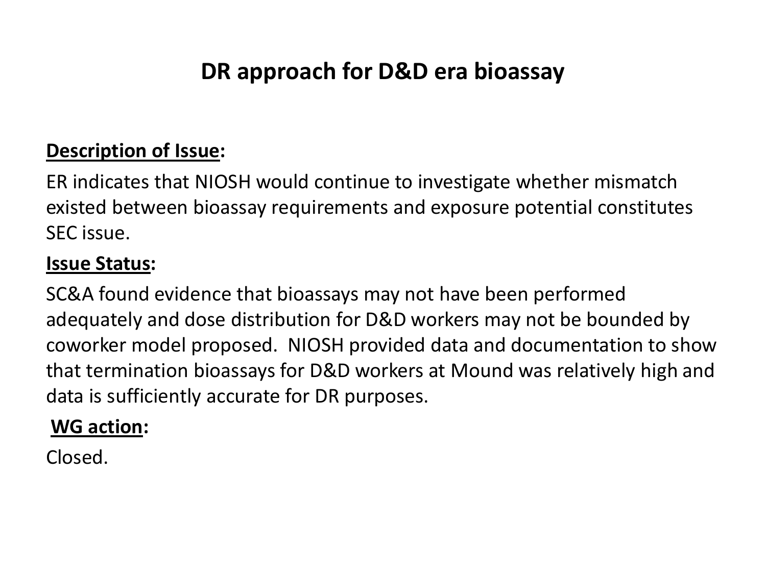# DR approach for D&D era bioassay

**Description of Issue:**

ER indicates that NIOSH would continue to investigate whether mismatch existed between bioassay requirements and exposure potential constitutes SEC issue.

**Issue Status:**

SC&A found evidence that bioassays may not have been performed adequately and dose distribution for D&D workers may not be bounded by coworker model proposed. NIOSH provided data and documentation to show that termination bioassays for D&D workers at Mound was relatively high and data is sufficiently accurate for DR purposes.

**WG action:**

Closed.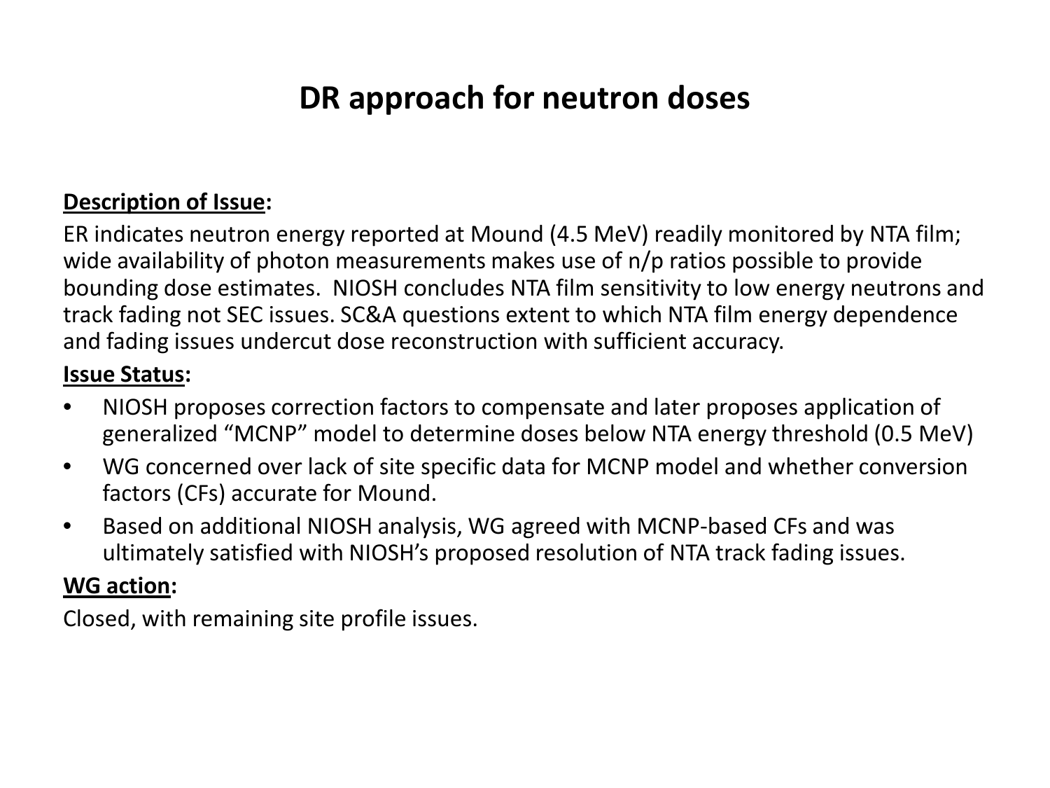# DR approach for neutron doses

**<u>Description of Issue</u>:**

ER indicates neutron energy reported at Mound (4.5 MeV) readily monitored by NTA film; wide availability of photon measurements makes use of n/p ratios possible to provide bounding dose estimates. NIOSH concludes NTA film sensitivity to low energy neutrons and track fading not SEC issues. SC&A questions extent to which NTA film energy dependence and fading issues undercut dose reconstruction with sufficient accuracy.

**<u>Issue Status</u>:**

- NIOSH proposes correction factors to compensate and later proposes application of generalized “MCNP” model to determine doses below NTA energy threshold (0.5 MeV)
- WG concerned over lack of site specific data for MCNP model and whether conversion factors (CFs) accurate for Mound.
- Based on additional NIOSH analysis, WG agreed with MCNP-based CFs and was ultimately satisfied with NIOSH’s proposed resolution of NTA track fading issues.

**<u>WG action</u>:**

Closed, with remaining site profile issues.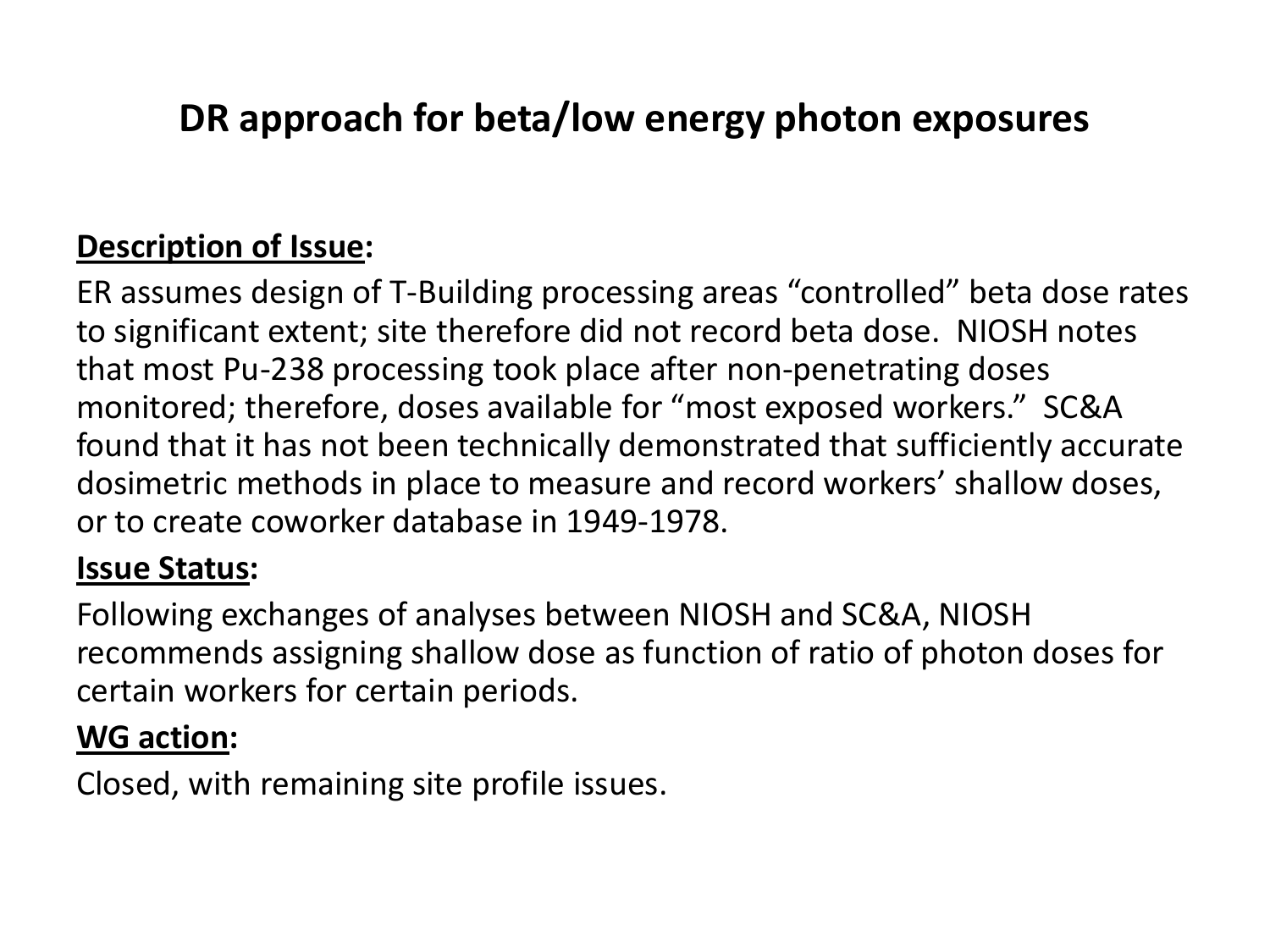# DR approach for beta/low energy photon exposures

**Description of Issue:**

ER assumes design of T-Building processing areas "controlled" beta dose rates to significant extent; site therefore did not record beta dose. NIOSH notes that most Pu-238 processing took place after non-penetrating doses monitored; therefore, doses available for "most exposed workers." SC&A found that it has not been technically demonstrated that sufficiently accurate dosimetric methods in place to measure and record workers' shallow doses, or to create coworker database in 1949-1978.

**Issue Status:**

Following exchanges of analyses between NIOSH and SC&A, NIOSH recommends assigning shallow dose as function of ratio of photon doses for certain workers for certain periods.

**WG action:**

Closed, with remaining site profile issues.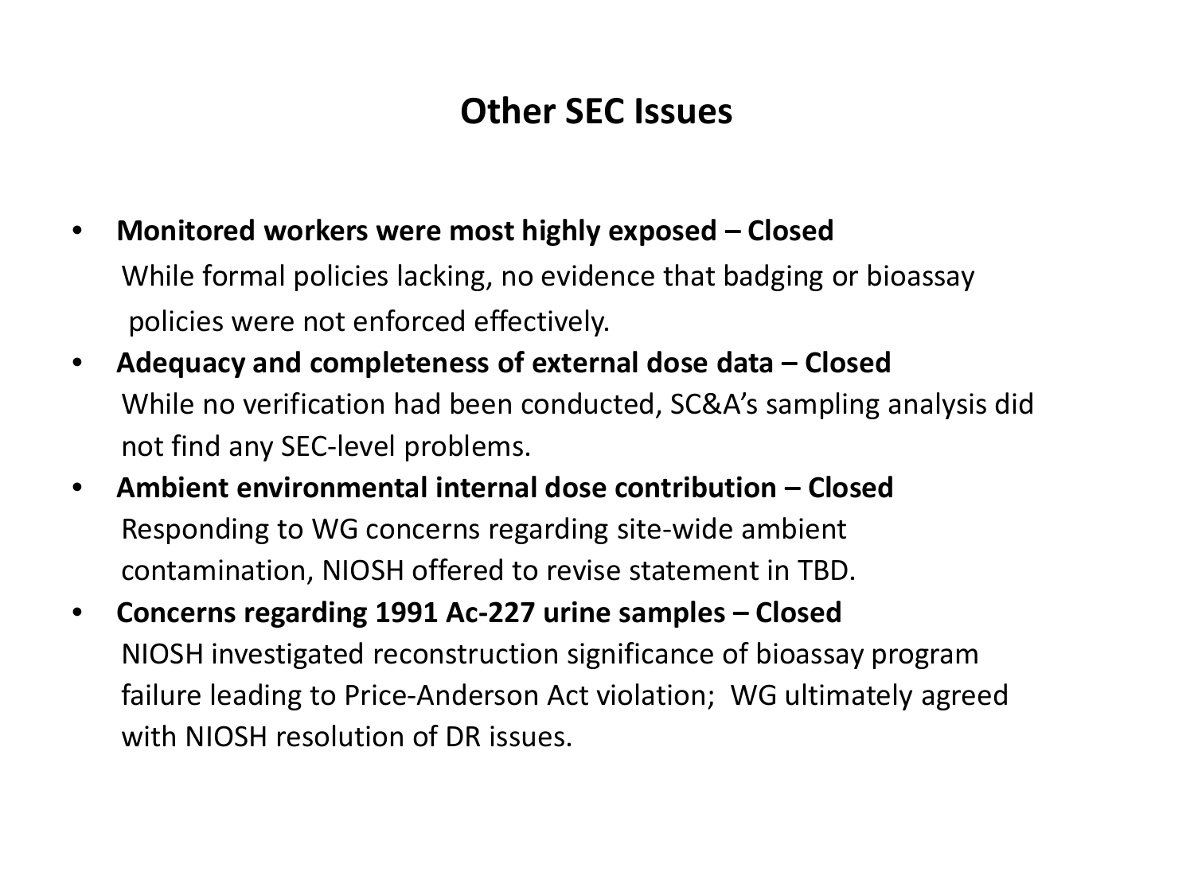# Other SEC Issues

- **Monitored workers were most highly exposed – Closed**
  While formal policies lacking, no evidence that badging or bioassay policies were not enforced effectively.
- **Adequacy and completeness of external dose data – Closed**
  While no verification had been conducted, SC&A's sampling analysis did not find any SEC-level problems.
- **Ambient environmental internal dose contribution – Closed**
  Responding to WG concerns regarding site-wide ambient contamination, NIOSH offered to revise statement in TBD.
- **Concerns regarding 1991 Ac-227 urine samples – Closed**
  NIOSH investigated reconstruction significance of bioassay program failure leading to Price-Anderson Act violation; WG ultimately agreed with NIOSH resolution of DR issues.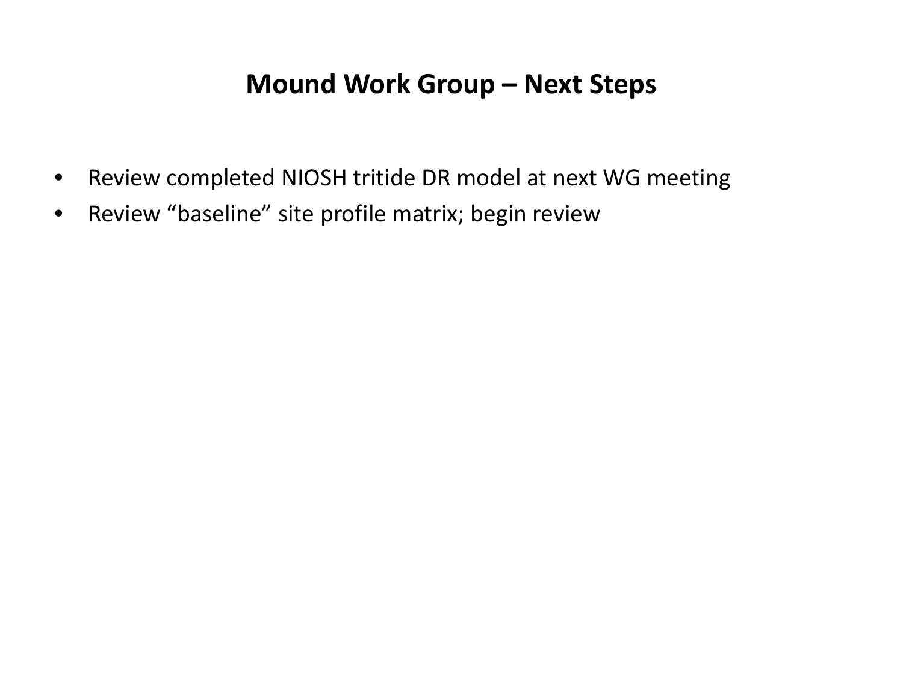# Mound Work Group – Next Steps

- Review completed NIOSH tritide DR model at next WG meeting
- Review “baseline” site profile matrix; begin review